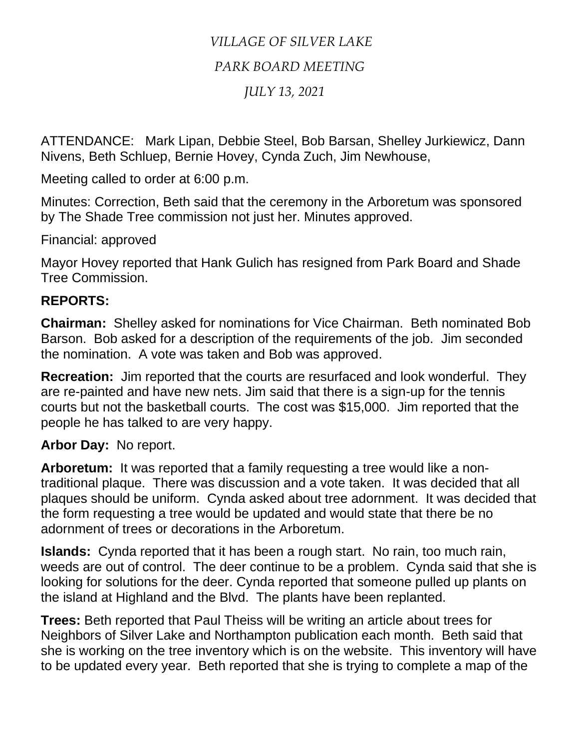*VILLAGE OF SILVER LAKE*

*PARK BOARD MEETING*

*JULY 13, 2021*

ATTENDANCE: Mark Lipan, Debbie Steel, Bob Barsan, Shelley Jurkiewicz, Dann Nivens, Beth Schluep, Bernie Hovey, Cynda Zuch, Jim Newhouse,

Meeting called to order at 6:00 p.m.

Minutes: Correction, Beth said that the ceremony in the Arboretum was sponsored by The Shade Tree commission not just her. Minutes approved.

Financial: approved

Mayor Hovey reported that Hank Gulich has resigned from Park Board and Shade Tree Commission.

## REPORTS:

**Chairman:** Shelley asked for nominations for Vice Chairman. Beth nominated Bob Barson. Bob asked for a description of the requirements of the job. Jim seconded the nomination. A vote was taken and Bob was approved.

**Recreation:** Jim reported that the courts are resurfaced and look wonderful. They are re-painted and have new nets. Jim said that there is a sign-up for the tennis courts but not the basketball courts. The cost was $15,000. Jim reported that the people he has talked to are very happy.

**Arbor Day:** No report.

**Arboretum:** It was reported that a family requesting a tree would like a non-traditional plaque. There was discussion and a vote taken. It was decided that all plaques should be uniform. Cynda asked about tree adornment. It was decided that the form requesting a tree would be updated and would state that there be no adornment of trees or decorations in the Arboretum.

**Islands:** Cynda reported that it has been a rough start. No rain, too much rain, weeds are out of control. The deer continue to be a problem. Cynda said that she is looking for solutions for the deer. Cynda reported that someone pulled up plants on the island at Highland and the Blvd. The plants have been replanted.

**Trees:** Beth reported that Paul Theiss will be writing an article about trees for Neighbors of Silver Lake and Northampton publication each month. Beth said that she is working on the tree inventory which is on the website. This inventory will have to be updated every year. Beth reported that she is trying to complete a map of the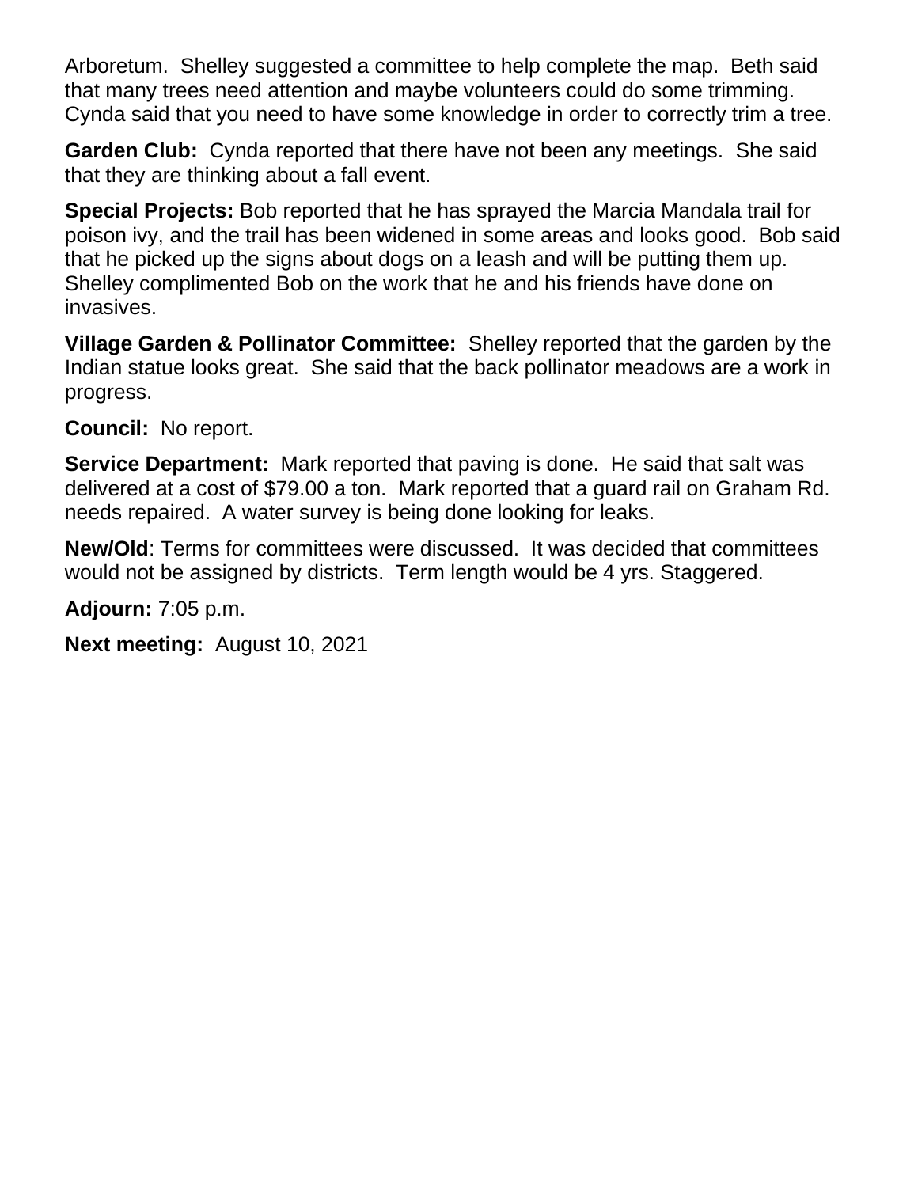Arboretum. Shelley suggested a committee to help complete the map. Beth said that many trees need attention and maybe volunteers could do some trimming. Cynda said that you need to have some knowledge in order to correctly trim a tree.

**Garden Club:** Cynda reported that there have not been any meetings. She said that they are thinking about a fall event.

**Special Projects:** Bob reported that he has sprayed the Marcia Mandala trail for poison ivy, and the trail has been widened in some areas and looks good. Bob said that he picked up the signs about dogs on a leash and will be putting them up. Shelley complimented Bob on the work that he and his friends have done on invasives.

**Village Garden & Pollinator Committee:** Shelley reported that the garden by the Indian statue looks great. She said that the back pollinator meadows are a work in progress.

**Council:** No report.

**Service Department:** Mark reported that paving is done. He said that salt was delivered at a cost of $79.00 a ton. Mark reported that a guard rail on Graham Rd. needs repaired. A water survey is being done looking for leaks.

**New/Old**: Terms for committees were discussed. It was decided that committees would not be assigned by districts. Term length would be 4 yrs. Staggered.

**Adjourn:** 7:05 p.m.

**Next meeting:** August 10, 2021